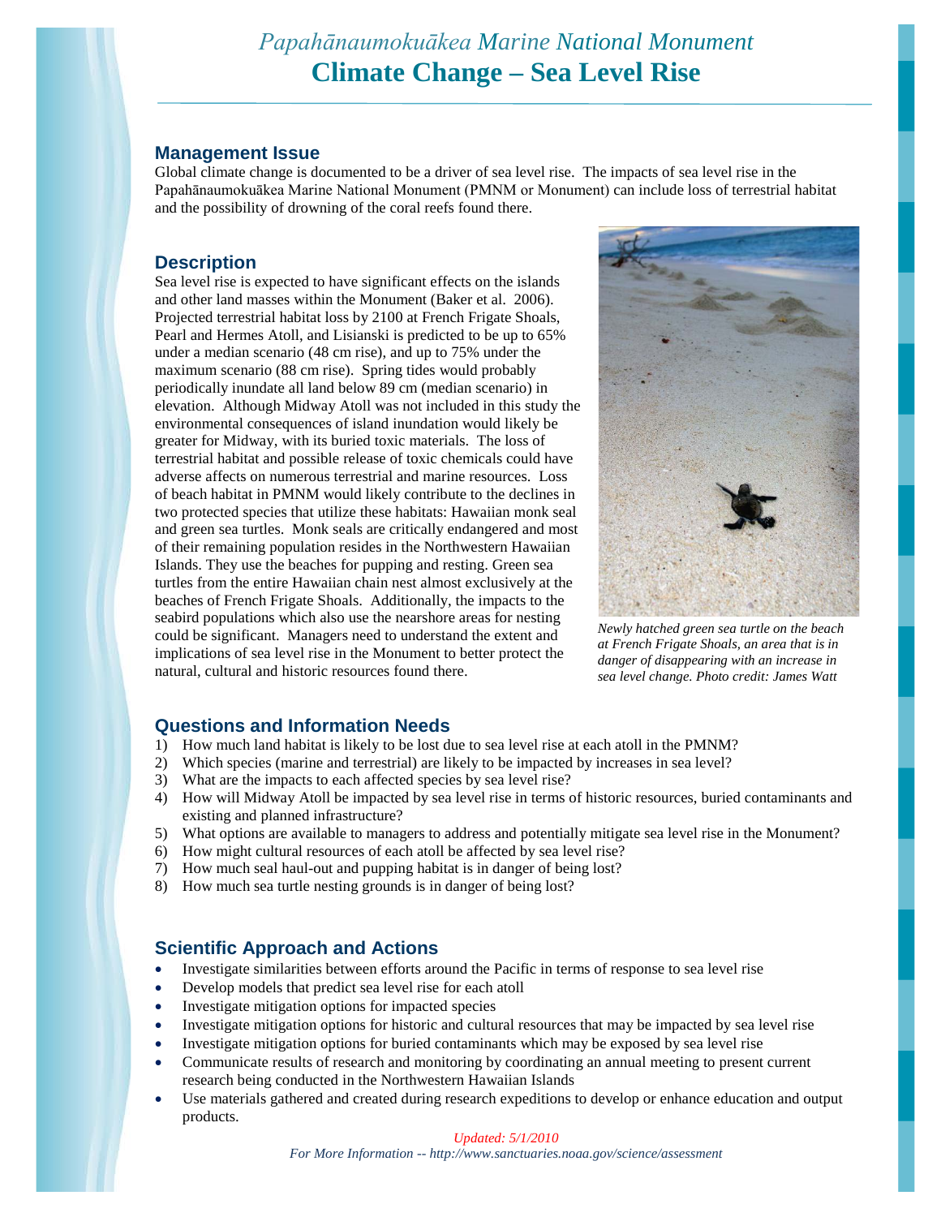# *Papahānaumokuākea Marine National Monument*

# Climate Change – Sea Level Rise

## Management Issue

Global climate change is documented to be a driver of sea level rise. The impacts of sea level rise in the Papahānaumokuākea Marine National Monument (PMNM or Monument) can include loss of terrestrial habitat and the possibility of drowning of the coral reefs found there.

## Description

Sea level rise is expected to have significant effects on the islands and other land masses within the Monument (Baker et al. 2006). Projected terrestrial habitat loss by 2100 at French Frigate Shoals, Pearl and Hermes Atoll, and Lisianski is predicted to be up to 65% under a median scenario (48 cm rise), and up to 75% under the maximum scenario (88 cm rise). Spring tides would probably periodically inundate all land below 89 cm (median scenario) in elevation. Although Midway Atoll was not included in this study the environmental consequences of island inundation would likely be greater for Midway, with its buried toxic materials. The loss of terrestrial habitat and possible release of toxic chemicals could have adverse affects on numerous terrestrial and marine resources. Loss of beach habitat in PMNM would likely contribute to the declines in two protected species that utilize these habitats: Hawaiian monk seal and green sea turtles. Monk seals are critically endangered and most of their remaining population resides in the Northwestern Hawaiian Islands. They use the beaches for pupping and resting. Green sea turtles from the entire Hawaiian chain nest almost exclusively at the beaches of French Frigate Shoals. Additionally, the impacts to the seabird populations which also use the nearshore areas for nesting could be significant. Managers need to understand the extent and implications of sea level rise in the Monument to better protect the natural, cultural and historic resources found there.

*Newly hatched green sea turtle on the beach at French Frigate Shoals, an area that is in danger of disappearing with an increase in sea level change. Photo credit: James Watt*

## Questions and Information Needs

1) How much land habitat is likely to be lost due to sea level rise at each atoll in the PMNM?
2) Which species (marine and terrestrial) are likely to be impacted by increases in sea level?
3) What are the impacts to each affected species by sea level rise?
4) How will Midway Atoll be impacted by sea level rise in terms of historic resources, buried contaminants and existing and planned infrastructure?
5) What options are available to managers to address and potentially mitigate sea level rise in the Monument?
6) How might cultural resources of each atoll be affected by sea level rise?
7) How much seal haul-out and pupping habitat is in danger of being lost?
8) How much sea turtle nesting grounds is in danger of being lost?

## Scientific Approach and Actions

- Investigate similarities between efforts around the Pacific in terms of response to sea level rise
- Develop models that predict sea level rise for each atoll
- Investigate mitigation options for impacted species
- Investigate mitigation options for historic and cultural resources that may be impacted by sea level rise
- Investigate mitigation options for buried contaminants which may be exposed by sea level rise
- Communicate results of research and monitoring by coordinating an annual meeting to present current research being conducted in the Northwestern Hawaiian Islands
- Use materials gathered and created during research expeditions to develop or enhance education and output products.

*Updated: 5/1/2010*

*For More Information -- http://www.sanctuaries.noaa.gov/science/assessment*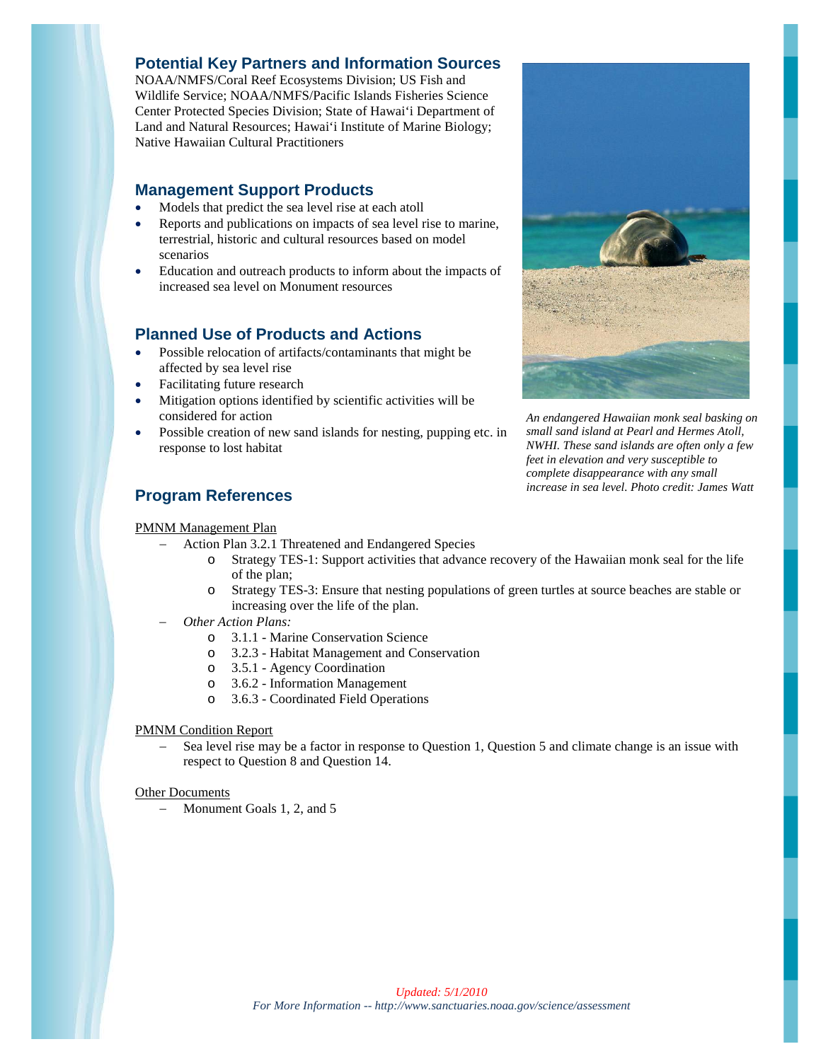## Potential Key Partners and Information Sources

NOAA/NMFS/Coral Reef Ecosystems Division; US Fish and Wildlife Service; NOAA/NMFS/Pacific Islands Fisheries Science Center Protected Species Division; State of Hawai'i Department of Land and Natural Resources; Hawai'i Institute of Marine Biology; Native Hawaiian Cultural Practitioners

## Management Support Products

- Models that predict the sea level rise at each atoll
- Reports and publications on impacts of sea level rise to marine, terrestrial, historic and cultural resources based on model scenarios
- Education and outreach products to inform about the impacts of increased sea level on Monument resources

## Planned Use of Products and Actions

- Possible relocation of artifacts/contaminants that might be affected by sea level rise
- Facilitating future research
- Mitigation options identified by scientific activities will be considered for action
- Possible creation of new sand islands for nesting, pupping etc. in response to lost habitat

*An endangered Hawaiian monk seal basking on small sand island at Pearl and Hermes Atoll, NWHI. These sand islands are often only a few feet in elevation and very susceptible to complete disappearance with any small increase in sea level. Photo credit: James Watt*

## Program References

PMNM Management Plan

- Action Plan 3.2.1 Threatened and Endangered Species
  - Strategy TES-1: Support activities that advance recovery of the Hawaiian monk seal for the life of the plan;
  - Strategy TES-3: Ensure that nesting populations of green turtles at source beaches are stable or increasing over the life of the plan.
- *Other Action Plans:*
  - 3.1.1 - Marine Conservation Science
  - 3.2.3 - Habitat Management and Conservation
  - 3.5.1 - Agency Coordination
  - 3.6.2 - Information Management
  - 3.6.3 - Coordinated Field Operations

PMNM Condition Report

- Sea level rise may be a factor in response to Question 1, Question 5 and climate change is an issue with respect to Question 8 and Question 14.

Other Documents

- Monument Goals 1, 2, and 5

*Updated: 5/1/2010*

*For More Information -- http://www.sanctuaries.noaa.gov/science/assessment*